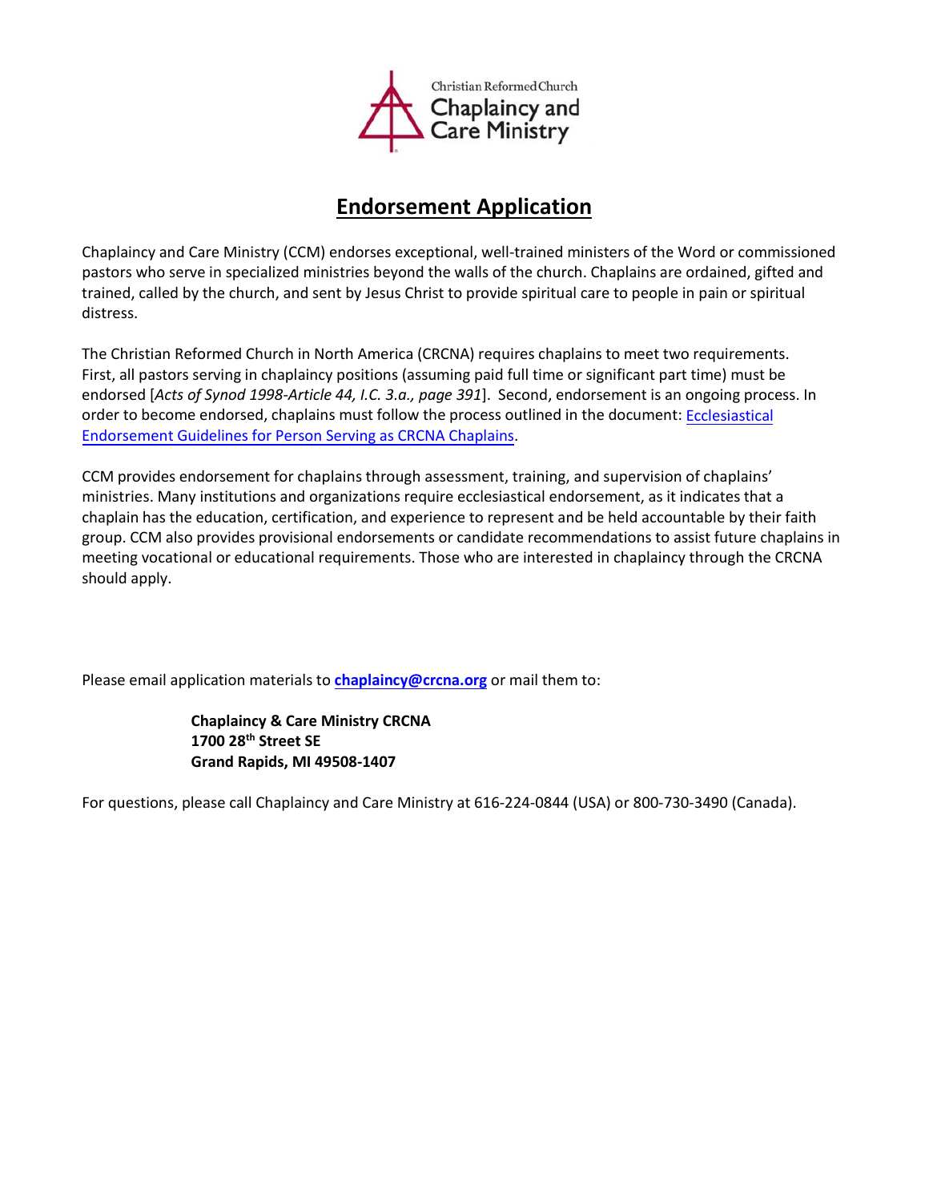Christian Reformed Church
Chaplaincy and Care Ministry

# Endorsement Application

Chaplaincy and Care Ministry (CCM) endorses exceptional, well-trained ministers of the Word or commissioned pastors who serve in specialized ministries beyond the walls of the church. Chaplains are ordained, gifted and trained, called by the church, and sent by Jesus Christ to provide spiritual care to people in pain or spiritual distress.

The Christian Reformed Church in North America (CRCNA) requires chaplains to meet two requirements. First, all pastors serving in chaplaincy positions (assuming paid full time or significant part time) must be endorsed [*Acts of Synod 1998-Article 44, I.C. 3.a., page 391*]. Second, endorsement is an ongoing process. In order to become endorsed, chaplains must follow the process outlined in the document: Ecclesiastical Endorsement Guidelines for Person Serving as CRCNA Chaplains.

CCM provides endorsement for chaplains through assessment, training, and supervision of chaplains' ministries. Many institutions and organizations require ecclesiastical endorsement, as it indicates that a chaplain has the education, certification, and experience to represent and be held accountable by their faith group. CCM also provides provisional endorsements or candidate recommendations to assist future chaplains in meeting vocational or educational requirements. Those who are interested in chaplaincy through the CRCNA should apply.

Please email application materials to **chaplaincy@crcna.org** or mail them to:

**Chaplaincy & Care Ministry CRCNA**
**1700 28th Street SE**
**Grand Rapids, MI 49508-1407**

For questions, please call Chaplaincy and Care Ministry at 616-224-0844 (USA) or 800-730-3490 (Canada).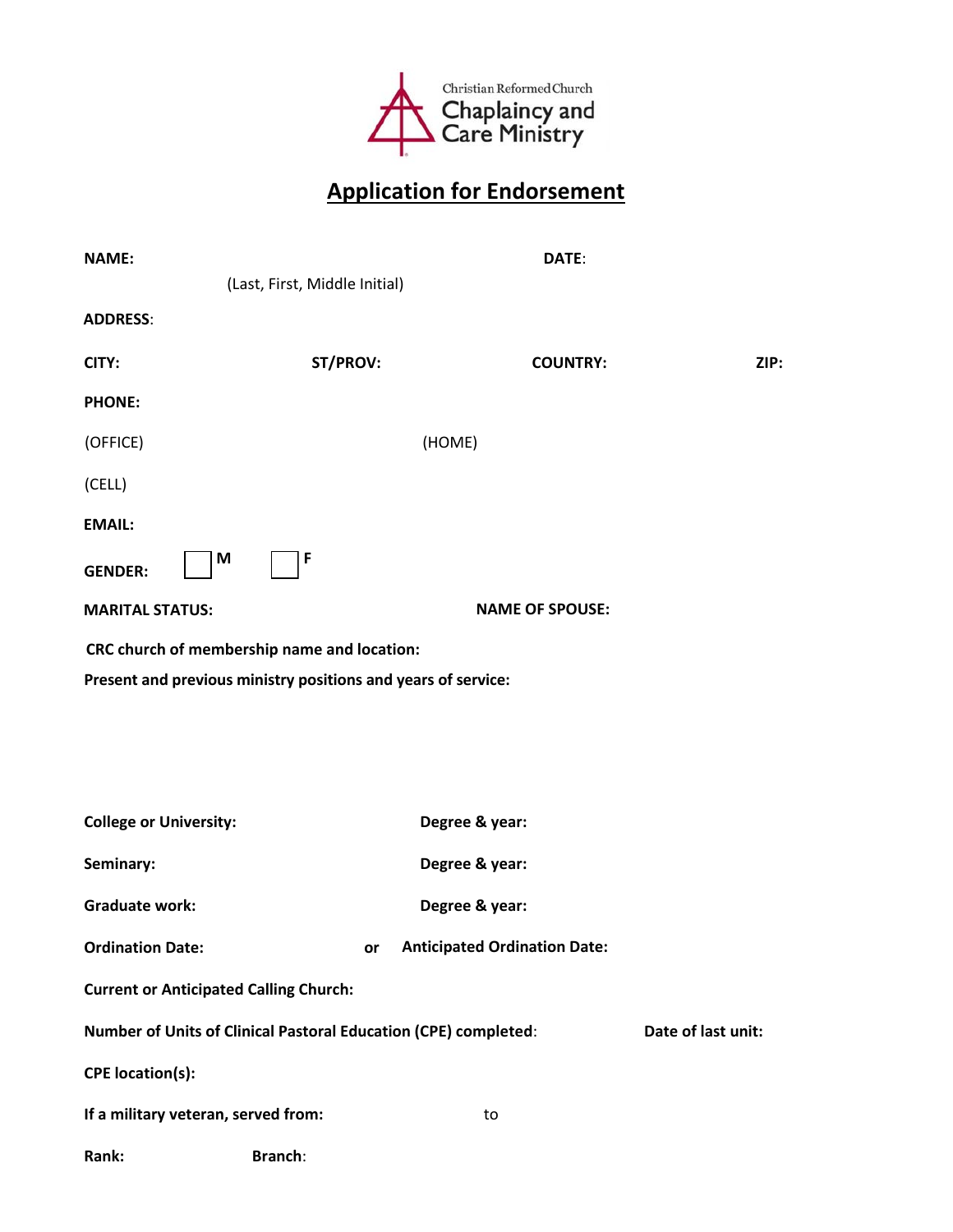Christian Reformed Church
Chaplaincy and Care Ministry

# Application for Endorsement

**NAME:** **DATE**:

(Last, First, Middle Initial)

**ADDRESS**:

**CITY:** **ST/PROV:** **COUNTRY:** **ZIP:**

**PHONE:**

(OFFICE) (HOME)

(CELL)

**EMAIL:**

**GENDER:** ☐ **M** ☐ **F**

**MARITAL STATUS:** **NAME OF SPOUSE:**

**CRC church of membership name and location:**

**Present and previous ministry positions and years of service:**

**College or University:** **Degree & year:**

**Seminary:** **Degree & year:**

**Graduate work:** **Degree & year:**

**Ordination Date:** **or** **Anticipated Ordination Date:**

**Current or Anticipated Calling Church:**

**Number of Units of Clinical Pastoral Education (CPE) completed**: **Date of last unit:**

**CPE location(s):**

**If a military veteran, served from:** to

**Rank:** **Branch**: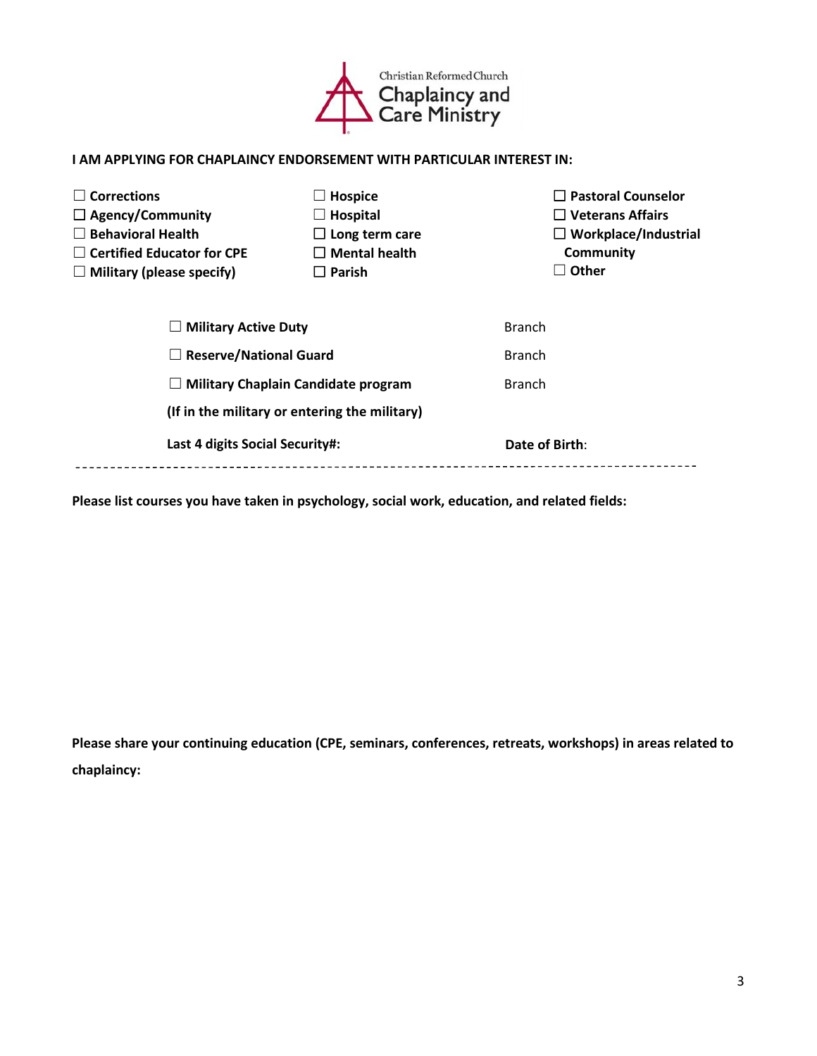Christian Reformed Church
Chaplaincy and Care Ministry

**I AM APPLYING FOR CHAPLAINCY ENDORSEMENT WITH PARTICULAR INTEREST IN:**

☐ **Corrections**
☐ **Agency/Community**
☐ **Behavioral Health**
☐ **Certified Educator for CPE**
☐ **Military (please specify)**

☐ **Hospice**
☐ **Hospital**
☐ **Long term care**
☐ **Mental health**
☐ **Parish**

☐ **Pastoral Counselor**
☐ **Veterans Affairs**
☐ **Workplace/Industrial Community**
☐ **Other**

☐ **Military Active Duty** Branch

☐ **Reserve/National Guard** Branch

☐ **Military Chaplain Candidate program** Branch

**(If in the military or entering the military)**

**Last 4 digits Social Security#:** **Date of Birth**:

---

**Please list courses you have taken in psychology, social work, education, and related fields:**

**Please share your continuing education (CPE, seminars, conferences, retreats, workshops) in areas related to chaplaincy:**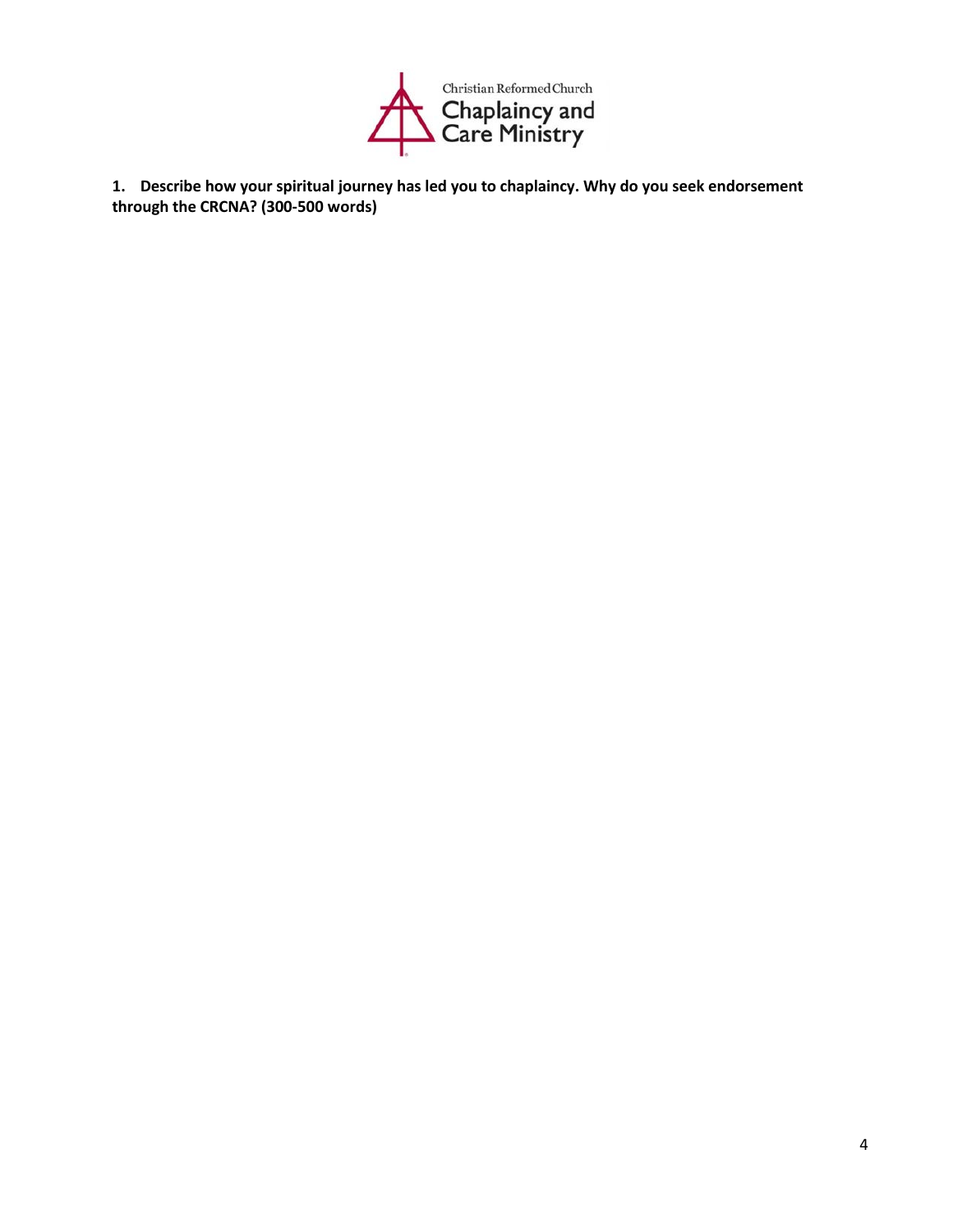Christian Reformed Church
Chaplaincy and Care Ministry

**1. Describe how your spiritual journey has led you to chaplaincy. Why do you seek endorsement through the CRCNA? (300-500 words)**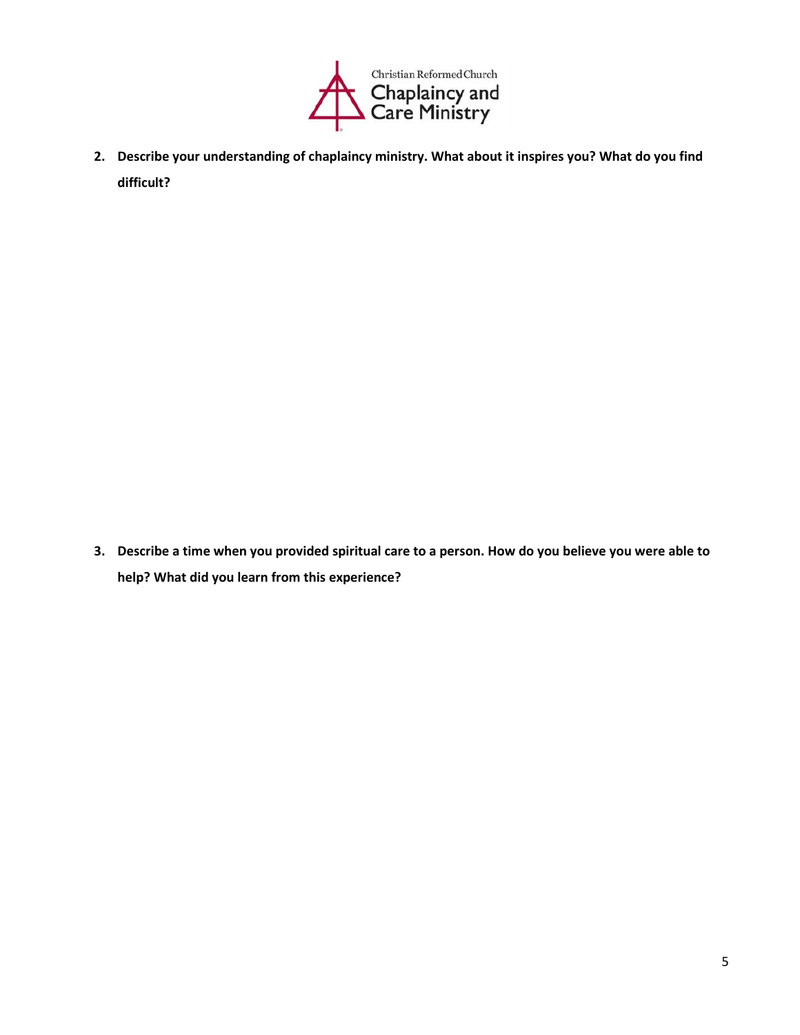2. **Describe your understanding of chaplaincy ministry. What about it inspires you? What do you find difficult?**

3. **Describe a time when you provided spiritual care to a person. How do you believe you were able to help? What did you learn from this experience?**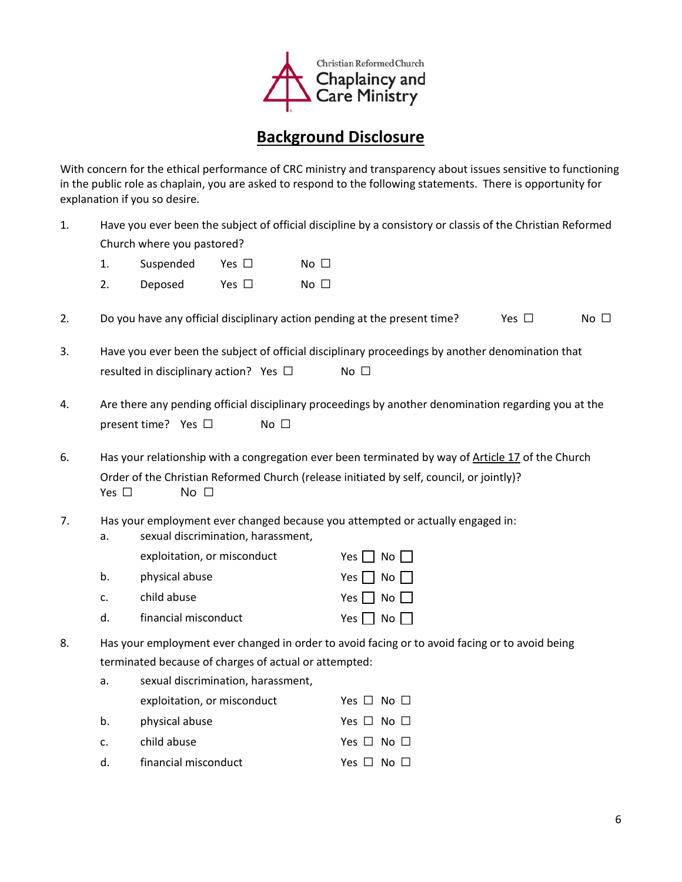Christian Reformed Church
Chaplaincy and Care Ministry

# Background Disclosure

With concern for the ethical performance of CRC ministry and transparency about issues sensitive to functioning in the public role as chaplain, you are asked to respond to the following statements. There is opportunity for explanation if you so desire.

1. Have you ever been the subject of official discipline by a consistory or classis of the Christian Reformed Church where you pastored?
   1. Suspended Yes ☐ No ☐
   2. Deposed Yes ☐ No ☐

2. Do you have any official disciplinary action pending at the present time? Yes ☐ No ☐

3. Have you ever been the subject of official disciplinary proceedings by another denomination that resulted in disciplinary action? Yes ☐ No ☐

4. Are there any pending official disciplinary proceedings by another denomination regarding you at the present time? Yes ☐ No ☐

6. Has your relationship with a congregation ever been terminated by way of <u>Article 17</u> of the Church Order of the Christian Reformed Church (release initiated by self, council, or jointly)?
   Yes ☐ No ☐

7. Has your employment ever changed because you attempted or actually engaged in:
   a. sexual discrimination, harassment, exploitation, or misconduct Yes ☐ No ☐
   b. physical abuse Yes ☐ No ☐
   c. child abuse Yes ☐ No ☐
   d. financial misconduct Yes ☐ No ☐

8. Has your employment ever changed in order to avoid facing or to avoid facing or to avoid being terminated because of charges of actual or attempted:
   a. sexual discrimination, harassment, exploitation, or misconduct Yes ☐ No ☐
   b. physical abuse Yes ☐ No ☐
   c. child abuse Yes ☐ No ☐
   d. financial misconduct Yes ☐ No ☐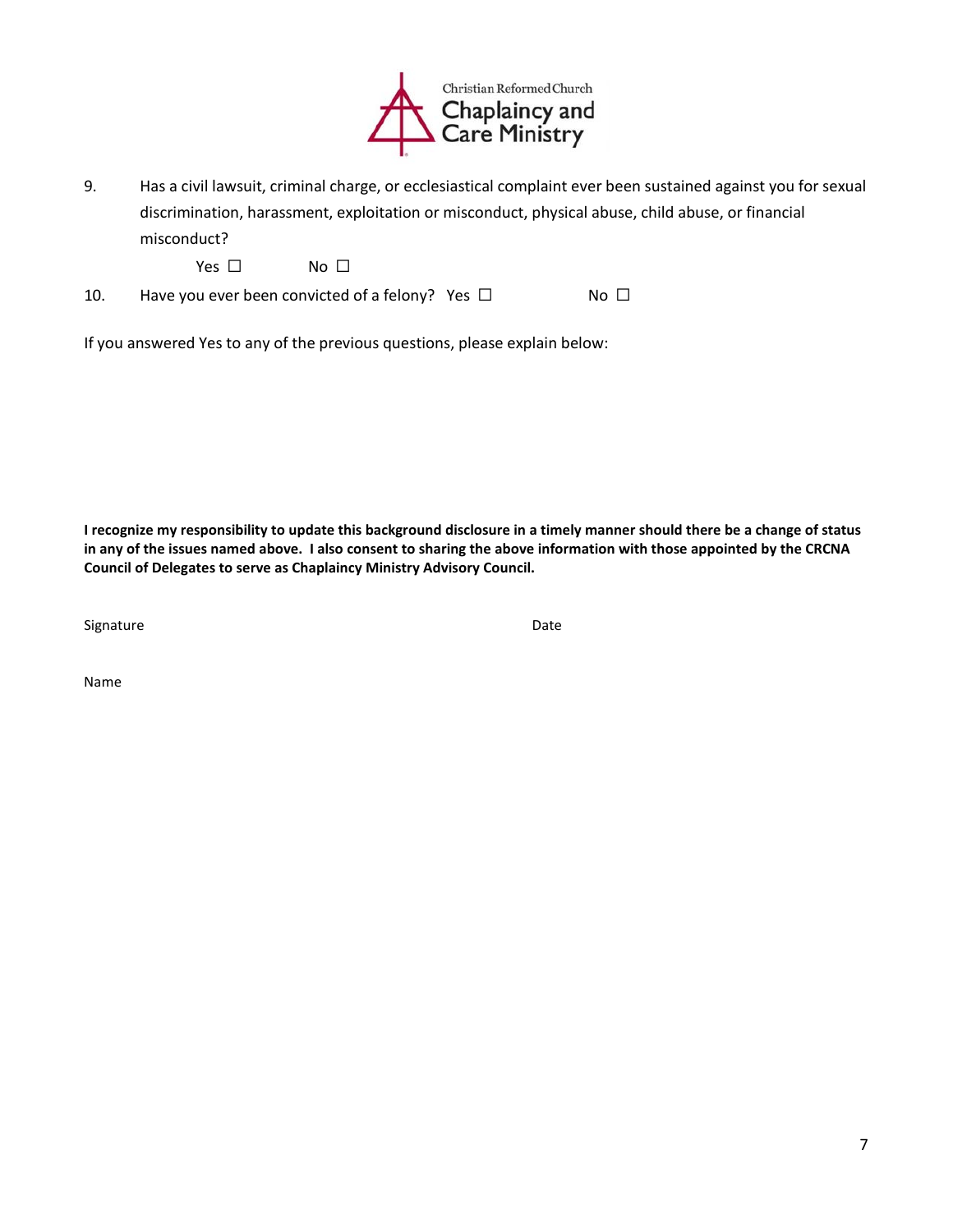Christian Reformed Church
Chaplaincy and Care Ministry

9. Has a civil lawsuit, criminal charge, or ecclesiastical complaint ever been sustained against you for sexual discrimination, harassment, exploitation or misconduct, physical abuse, child abuse, or financial misconduct?

   Yes ☐ No ☐

10. Have you ever been convicted of a felony? Yes ☐ No ☐

If you answered Yes to any of the previous questions, please explain below:

**I recognize my responsibility to update this background disclosure in a timely manner should there be a change of status in any of the issues named above. I also consent to sharing the above information with those appointed by the CRCNA Council of Delegates to serve as Chaplaincy Ministry Advisory Council.**

Signature Date

Name